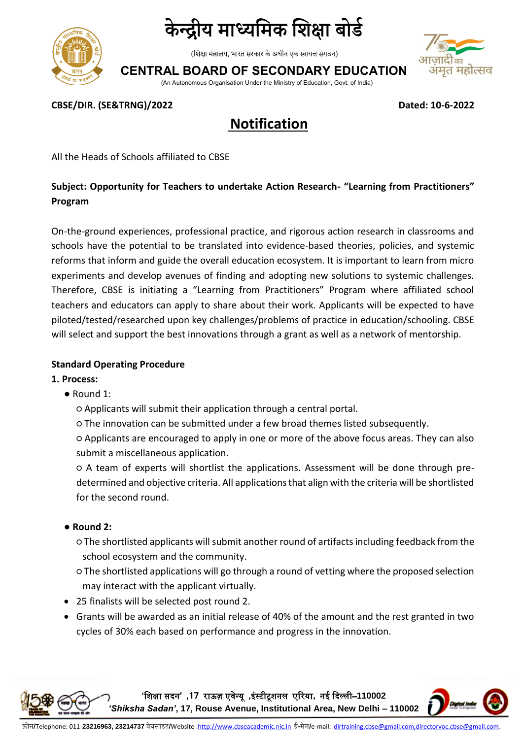# केन्द्रीय माध्यमिक शिक्षा बोर्ड

(शिक्षा मंत्रालय, भारत सरकार के अधीन एक स्वायत्त संगठन)

# CENTRAL BOARD OF SECONDARY EDUCATION

(An Autonomous Organisation Under the Ministry of Education, Govt. of India)

**CBSE/DIR. (SE&TRNG)/2022** **Dated: 10-6-2022**

## Notification

All the Heads of Schools affiliated to CBSE

**Subject: Opportunity for Teachers to undertake Action Research- "Learning from Practitioners" Program**

On-the-ground experiences, professional practice, and rigorous action research in classrooms and schools have the potential to be translated into evidence-based theories, policies, and systemic reforms that inform and guide the overall education ecosystem. It is important to learn from micro experiments and develop avenues of finding and adopting new solutions to systemic challenges. Therefore, CBSE is initiating a "Learning from Practitioners" Program where affiliated school teachers and educators can apply to share about their work. Applicants will be expected to have piloted/tested/researched upon key challenges/problems of practice in education/schooling. CBSE will select and support the best innovations through a grant as well as a network of mentorship.

**Standard Operating Procedure**

**1. Process:**

- Round 1:
  - Applicants will submit their application through a central portal.
  - The innovation can be submitted under a few broad themes listed subsequently.
  - Applicants are encouraged to apply in one or more of the above focus areas. They can also submit a miscellaneous application.
  - A team of experts will shortlist the applications. Assessment will be done through pre-determined and objective criteria. All applications that align with the criteria will be shortlisted for the second round.

- **Round 2:**
  - The shortlisted applicants will submit another round of artifacts including feedback from the school ecosystem and the community.
  - The shortlisted applications will go through a round of vetting where the proposed selection may interact with the applicant virtually.
- 25 finalists will be selected post round 2.
- Grants will be awarded as an initial release of 40% of the amount and the rest granted in two cycles of 30% each based on performance and progress in the innovation.

'शिक्षा सदन' ,17 राऊज़ एवेन्यू ,इंस्टीटूशनल एरिया, नई दिल्ली–110002
*'Shiksha Sadan'*, 17, Rouse Avenue, Institutional Area, New Delhi – 110002

फ़ोन/Telephone: 011-**23216963, 23214737** वेबसाइट/Website :http://www.cbseacademic.nic.in ई-मेल/e-mail: dirtraining.cbse@gmail.com,directorvoc.cbse@gmail.com.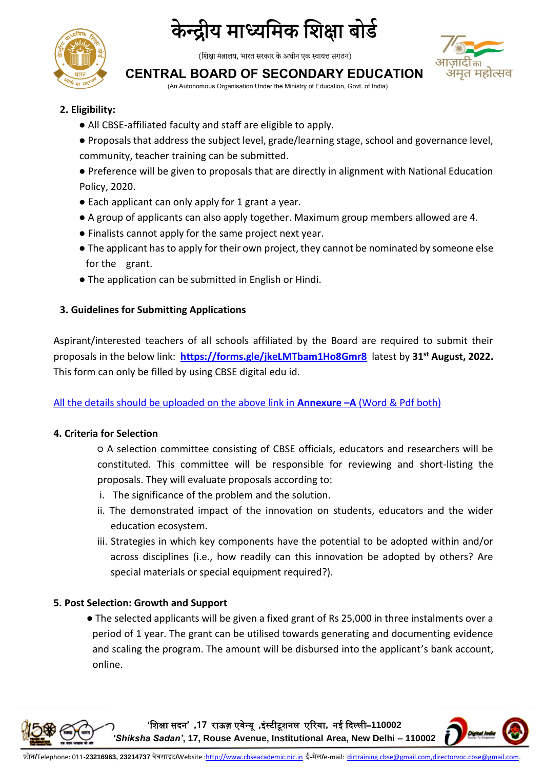**2. Eligibility:**

- All CBSE-affiliated faculty and staff are eligible to apply.
- Proposals that address the subject level, grade/learning stage, school and governance level, community, teacher training can be submitted.
- Preference will be given to proposals that are directly in alignment with National Education Policy, 2020.
- Each applicant can only apply for 1 grant a year.
- A group of applicants can also apply together. Maximum group members allowed are 4.
- Finalists cannot apply for the same project next year.
- The applicant has to apply for their own project, they cannot be nominated by someone else for the grant.
- The application can be submitted in English or Hindi.

**3. Guidelines for Submitting Applications**

Aspirant/interested teachers of all schools affiliated by the Board are required to submit their proposals in the below link: **https://forms.gle/jkeLMTbam1Ho8Gmr8** latest by **31st August, 2022.** This form can only be filled by using CBSE digital edu id.

All the details should be uploaded on the above link in **Annexure –A** (Word & Pdf both)

**4. Criteria for Selection**

○ A selection committee consisting of CBSE officials, educators and researchers will be constituted. This committee will be responsible for reviewing and short-listing the proposals. They will evaluate proposals according to:

i. The significance of the problem and the solution.

ii. The demonstrated impact of the innovation on students, educators and the wider education ecosystem.

iii. Strategies in which key components have the potential to be adopted within and/or across disciplines (i.e., how readily can this innovation be adopted by others? Are special materials or special equipment required?).

**5. Post Selection: Growth and Support**

- The selected applicants will be given a fixed grant of Rs 25,000 in three instalments over a period of 1 year. The grant can be utilised towards generating and documenting evidence and scaling the program. The amount will be disbursed into the applicant's bank account, online.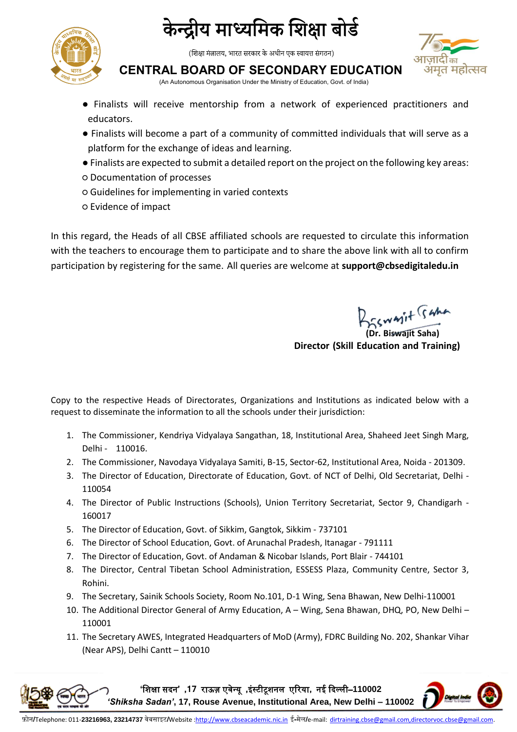- Finalists will receive mentorship from a network of experienced practitioners and educators.
- Finalists will become a part of a community of committed individuals that will serve as a platform for the exchange of ideas and learning.
- Finalists are expected to submit a detailed report on the project on the following key areas:
  - Documentation of processes
  - Guidelines for implementing in varied contexts
  - Evidence of impact

In this regard, the Heads of all CBSE affiliated schools are requested to circulate this information with the teachers to encourage them to participate and to share the above link with all to confirm participation by registering for the same. All queries are welcome at **support@cbsedigitaledu.in**

**(Dr. Biswajit Saha)**
**Director (Skill Education and Training)**

Copy to the respective Heads of Directorates, Organizations and Institutions as indicated below with a request to disseminate the information to all the schools under their jurisdiction:

1. The Commissioner, Kendriya Vidyalaya Sangathan, 18, Institutional Area, Shaheed Jeet Singh Marg, Delhi - 110016.
2. The Commissioner, Navodaya Vidyalaya Samiti, B-15, Sector-62, Institutional Area, Noida - 201309.
3. The Director of Education, Directorate of Education, Govt. of NCT of Delhi, Old Secretariat, Delhi - 110054
4. The Director of Public Instructions (Schools), Union Territory Secretariat, Sector 9, Chandigarh - 160017
5. The Director of Education, Govt. of Sikkim, Gangtok, Sikkim - 737101
6. The Director of School Education, Govt. of Arunachal Pradesh, Itanagar - 791111
7. The Director of Education, Govt. of Andaman & Nicobar Islands, Port Blair - 744101
8. The Director, Central Tibetan School Administration, ESSESS Plaza, Community Centre, Sector 3, Rohini.
9. The Secretary, Sainik Schools Society, Room No.101, D-1 Wing, Sena Bhawan, New Delhi-110001
10. The Additional Director General of Army Education, A – Wing, Sena Bhawan, DHQ, PO, New Delhi – 110001
11. The Secretary AWES, Integrated Headquarters of MoD (Army), FDRC Building No. 202, Shankar Vihar (Near APS), Delhi Cantt – 110010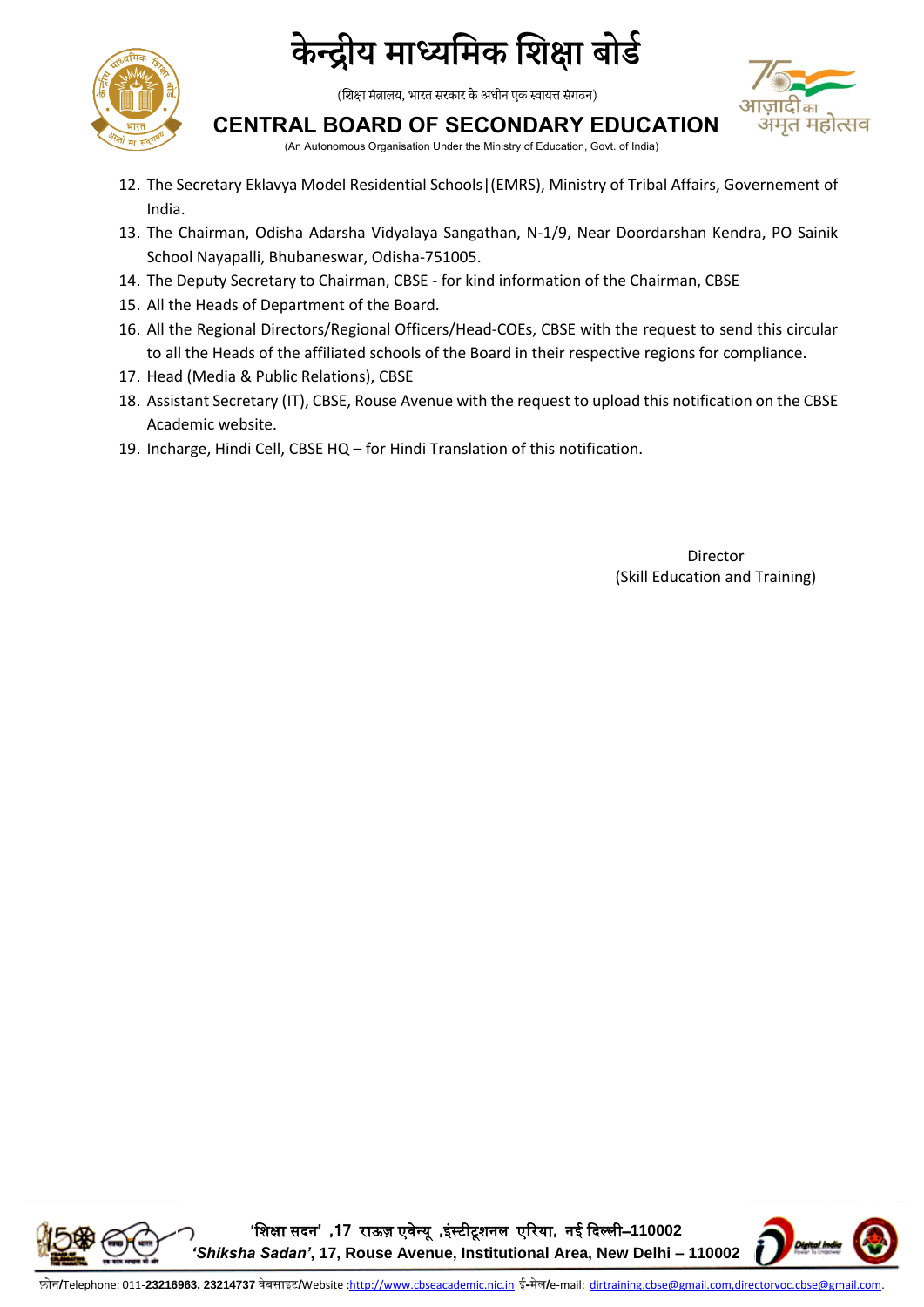12. The Secretary Eklavya Model Residential Schools|(EMRS), Ministry of Tribal Affairs, Governement of India.
13. The Chairman, Odisha Adarsha Vidyalaya Sangathan, N-1/9, Near Doordarshan Kendra, PO Sainik School Nayapalli, Bhubaneswar, Odisha-751005.
14. The Deputy Secretary to Chairman, CBSE - for kind information of the Chairman, CBSE
15. All the Heads of Department of the Board.
16. All the Regional Directors/Regional Officers/Head-COEs, CBSE with the request to send this circular to all the Heads of the affiliated schools of the Board in their respective regions for compliance.
17. Head (Media & Public Relations), CBSE
18. Assistant Secretary (IT), CBSE, Rouse Avenue with the request to upload this notification on the CBSE Academic website.
19. Incharge, Hindi Cell, CBSE HQ – for Hindi Translation of this notification.

Director
(Skill Education and Training)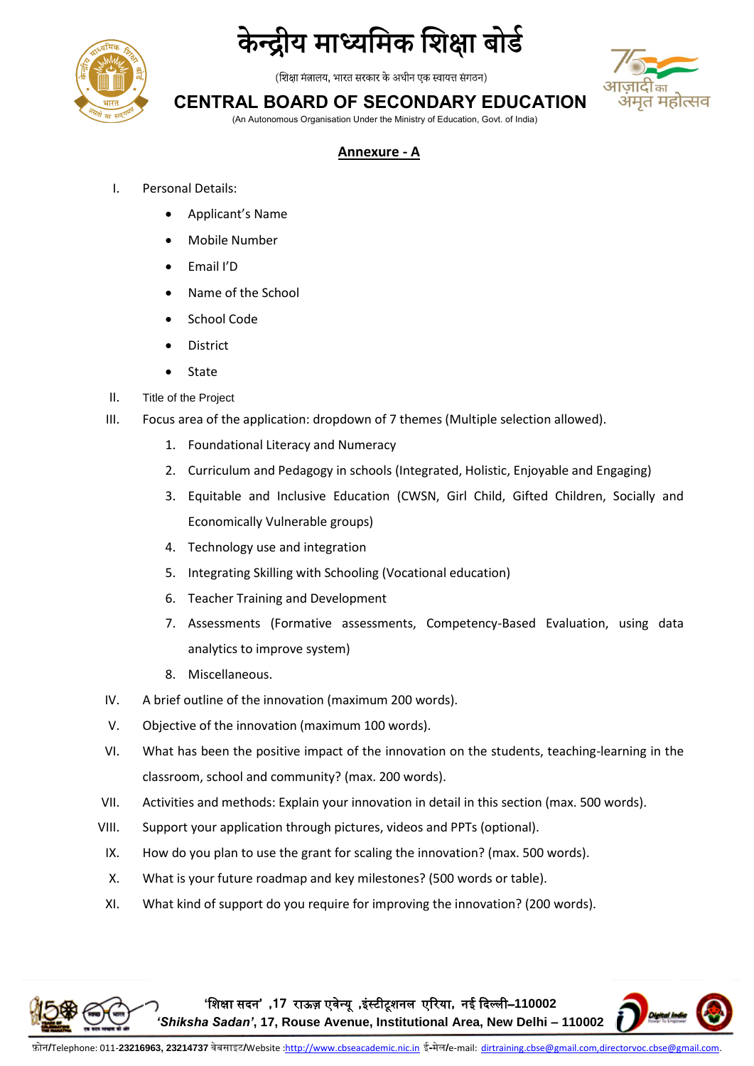## Annexure - A

I. Personal Details:
   - Applicant's Name
   - Mobile Number
   - Email I'D
   - Name of the School
   - School Code
   - District
   - State

II. Title of the Project

III. Focus area of the application: dropdown of 7 themes (Multiple selection allowed).
   1. Foundational Literacy and Numeracy
   2. Curriculum and Pedagogy in schools (Integrated, Holistic, Enjoyable and Engaging)
   3. Equitable and Inclusive Education (CWSN, Girl Child, Gifted Children, Socially and Economically Vulnerable groups)
   4. Technology use and integration
   5. Integrating Skilling with Schooling (Vocational education)
   6. Teacher Training and Development
   7. Assessments (Formative assessments, Competency-Based Evaluation, using data analytics to improve system)
   8. Miscellaneous.

IV. A brief outline of the innovation (maximum 200 words).

V. Objective of the innovation (maximum 100 words).

VI. What has been the positive impact of the innovation on the students, teaching-learning in the classroom, school and community? (max. 200 words).

VII. Activities and methods: Explain your innovation in detail in this section (max. 500 words).

VIII. Support your application through pictures, videos and PPTs (optional).

IX. How do you plan to use the grant for scaling the innovation? (max. 500 words).

X. What is your future roadmap and key milestones? (500 words or table).

XI. What kind of support do you require for improving the innovation? (200 words).